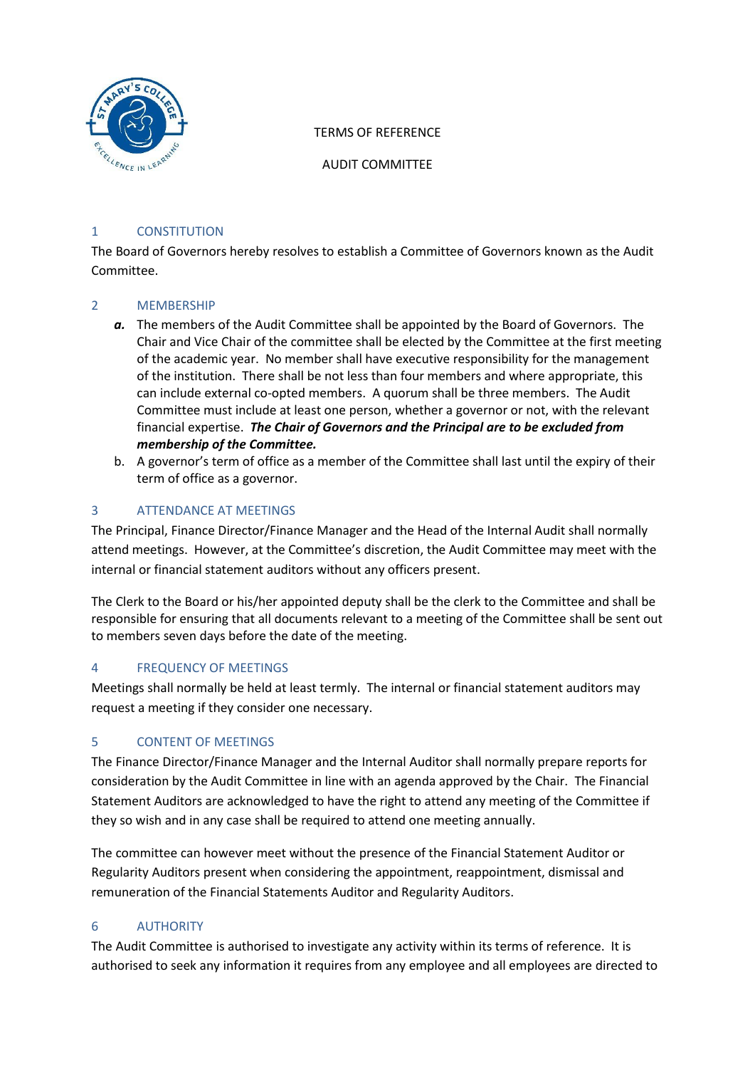# TERMS OF REFERENCE

# AUDIT COMMITTEE

## 1 CONSTITUTION

The Board of Governors hereby resolves to establish a Committee of Governors known as the Audit Committee.

## 2 MEMBERSHIP

***a.*** The members of the Audit Committee shall be appointed by the Board of Governors. The Chair and Vice Chair of the committee shall be elected by the Committee at the first meeting of the academic year. No member shall have executive responsibility for the management of the institution. There shall be not less than four members and where appropriate, this can include external co-opted members. A quorum shall be three members. The Audit Committee must include at least one person, whether a governor or not, with the relevant financial expertise. ***The Chair of Governors and the Principal are to be excluded from membership of the Committee.***

b. A governor's term of office as a member of the Committee shall last until the expiry of their term of office as a governor.

## 3 ATTENDANCE AT MEETINGS

The Principal, Finance Director/Finance Manager and the Head of the Internal Audit shall normally attend meetings. However, at the Committee's discretion, the Audit Committee may meet with the internal or financial statement auditors without any officers present.

The Clerk to the Board or his/her appointed deputy shall be the clerk to the Committee and shall be responsible for ensuring that all documents relevant to a meeting of the Committee shall be sent out to members seven days before the date of the meeting.

## 4 FREQUENCY OF MEETINGS

Meetings shall normally be held at least termly. The internal or financial statement auditors may request a meeting if they consider one necessary.

## 5 CONTENT OF MEETINGS

The Finance Director/Finance Manager and the Internal Auditor shall normally prepare reports for consideration by the Audit Committee in line with an agenda approved by the Chair. The Financial Statement Auditors are acknowledged to have the right to attend any meeting of the Committee if they so wish and in any case shall be required to attend one meeting annually.

The committee can however meet without the presence of the Financial Statement Auditor or Regularity Auditors present when considering the appointment, reappointment, dismissal and remuneration of the Financial Statements Auditor and Regularity Auditors.

## 6 AUTHORITY

The Audit Committee is authorised to investigate any activity within its terms of reference. It is authorised to seek any information it requires from any employee and all employees are directed to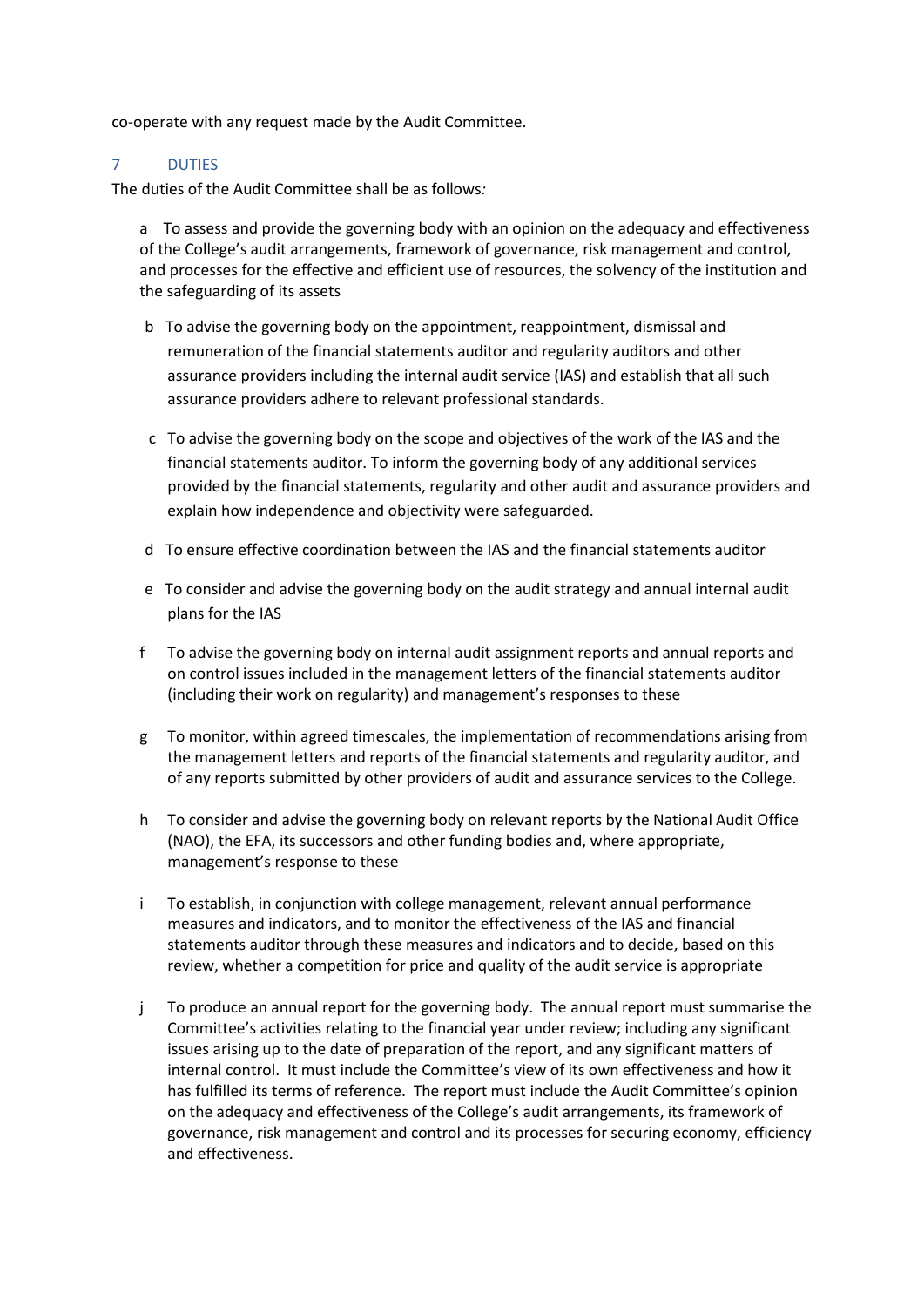co-operate with any request made by the Audit Committee.

## 7 DUTIES

The duties of the Audit Committee shall be as follows*:*

a To assess and provide the governing body with an opinion on the adequacy and effectiveness of the College's audit arrangements, framework of governance, risk management and control, and processes for the effective and efficient use of resources, the solvency of the institution and the safeguarding of its assets

b To advise the governing body on the appointment, reappointment, dismissal and remuneration of the financial statements auditor and regularity auditors and other assurance providers including the internal audit service (IAS) and establish that all such assurance providers adhere to relevant professional standards.

c To advise the governing body on the scope and objectives of the work of the IAS and the financial statements auditor. To inform the governing body of any additional services provided by the financial statements, regularity and other audit and assurance providers and explain how independence and objectivity were safeguarded.

d To ensure effective coordination between the IAS and the financial statements auditor

e To consider and advise the governing body on the audit strategy and annual internal audit plans for the IAS

f To advise the governing body on internal audit assignment reports and annual reports and on control issues included in the management letters of the financial statements auditor (including their work on regularity) and management's responses to these

g To monitor, within agreed timescales, the implementation of recommendations arising from the management letters and reports of the financial statements and regularity auditor, and of any reports submitted by other providers of audit and assurance services to the College.

h To consider and advise the governing body on relevant reports by the National Audit Office (NAO), the EFA, its successors and other funding bodies and, where appropriate, management's response to these

i To establish, in conjunction with college management, relevant annual performance measures and indicators, and to monitor the effectiveness of the IAS and financial statements auditor through these measures and indicators and to decide, based on this review, whether a competition for price and quality of the audit service is appropriate

j To produce an annual report for the governing body. The annual report must summarise the Committee's activities relating to the financial year under review; including any significant issues arising up to the date of preparation of the report, and any significant matters of internal control. It must include the Committee's view of its own effectiveness and how it has fulfilled its terms of reference. The report must include the Audit Committee's opinion on the adequacy and effectiveness of the College's audit arrangements, its framework of governance, risk management and control and its processes for securing economy, efficiency and effectiveness.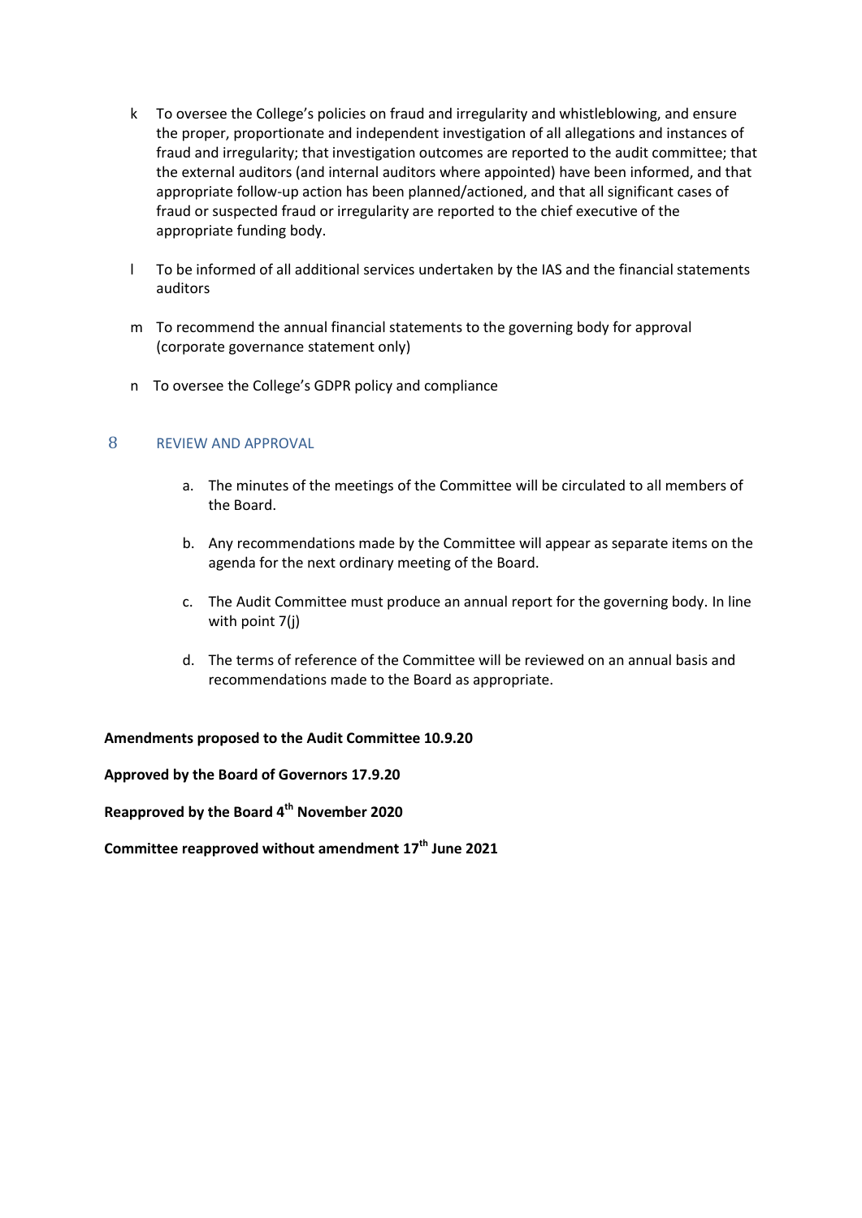k To oversee the College's policies on fraud and irregularity and whistleblowing, and ensure the proper, proportionate and independent investigation of all allegations and instances of fraud and irregularity; that investigation outcomes are reported to the audit committee; that the external auditors (and internal auditors where appointed) have been informed, and that appropriate follow-up action has been planned/actioned, and that all significant cases of fraud or suspected fraud or irregularity are reported to the chief executive of the appropriate funding body.

l To be informed of all additional services undertaken by the IAS and the financial statements auditors

m To recommend the annual financial statements to the governing body for approval (corporate governance statement only)

n To oversee the College's GDPR policy and compliance

## 8 REVIEW AND APPROVAL

a. The minutes of the meetings of the Committee will be circulated to all members of the Board.

b. Any recommendations made by the Committee will appear as separate items on the agenda for the next ordinary meeting of the Board.

c. The Audit Committee must produce an annual report for the governing body. In line with point 7(j)

d. The terms of reference of the Committee will be reviewed on an annual basis and recommendations made to the Board as appropriate.

**Amendments proposed to the Audit Committee 10.9.20**

**Approved by the Board of Governors 17.9.20**

**Reapproved by the Board 4th November 2020**

**Committee reapproved without amendment 17th June 2021**